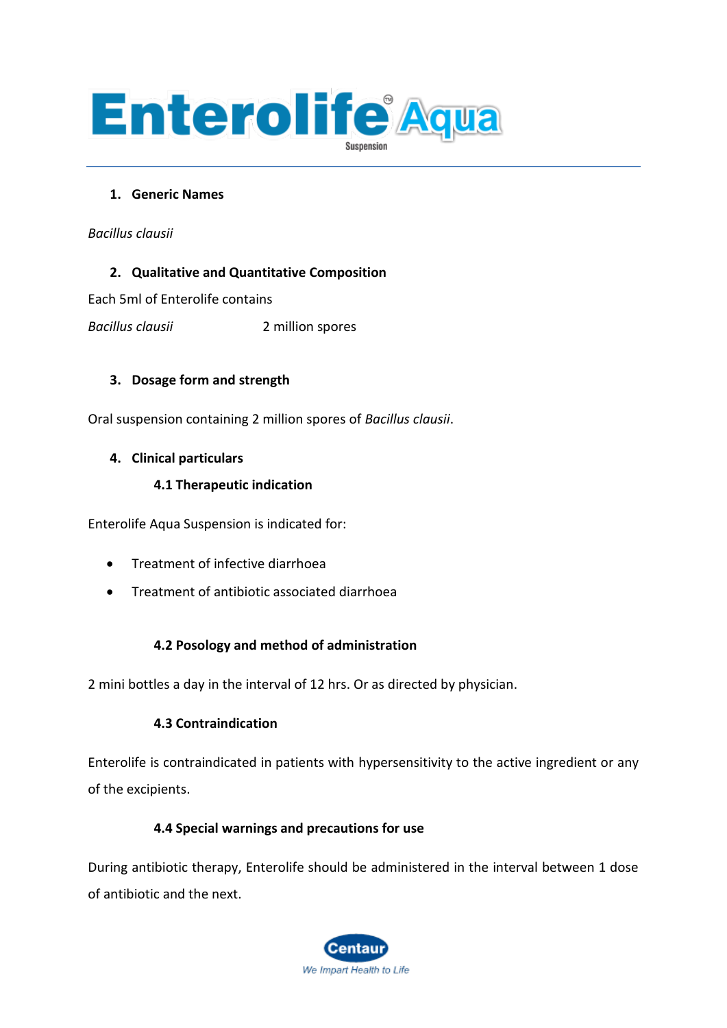# Enterolife® Aqua

Suspension

## 1. Generic Names

*Bacillus clausii*

## 2. Qualitative and Quantitative Composition

Each 5ml of Enterolife contains

*Bacillus clausii* 2 million spores

## 3. Dosage form and strength

Oral suspension containing 2 million spores of *Bacillus clausii*.

## 4. Clinical particulars

### 4.1 Therapeutic indication

Enterolife Aqua Suspension is indicated for:

- Treatment of infective diarrhoea
- Treatment of antibiotic associated diarrhoea

### 4.2 Posology and method of administration

2 mini bottles a day in the interval of 12 hrs. Or as directed by physician.

### 4.3 Contraindication

Enterolife is contraindicated in patients with hypersensitivity to the active ingredient or any of the excipients.

### 4.4 Special warnings and precautions for use

During antibiotic therapy, Enterolife should be administered in the interval between 1 dose of antibiotic and the next.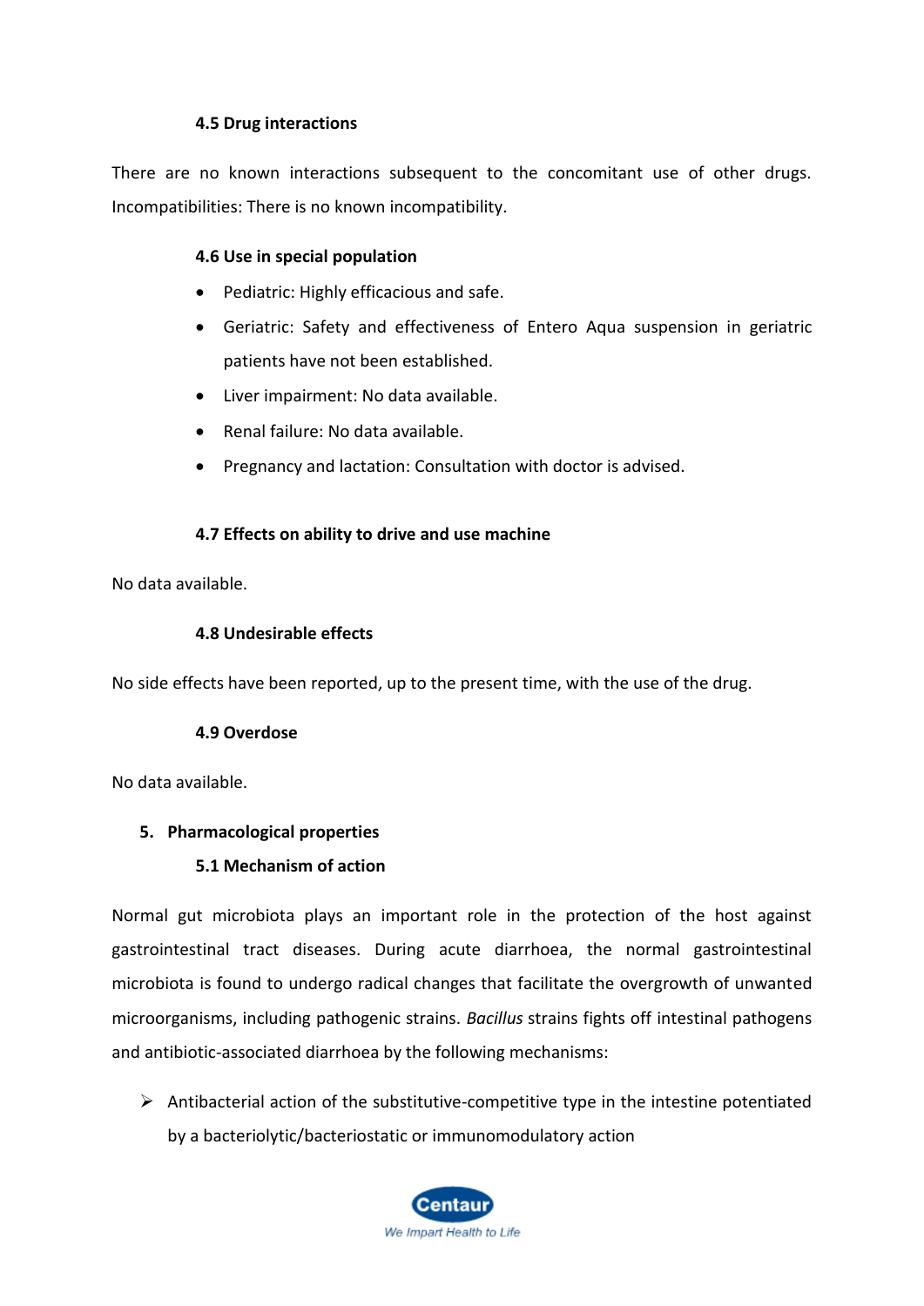#### 4.5 Drug interactions

There are no known interactions subsequent to the concomitant use of other drugs. Incompatibilities: There is no known incompatibility.

#### 4.6 Use in special population

- Pediatric: Highly efficacious and safe.
- Geriatric: Safety and effectiveness of Entero Aqua suspension in geriatric patients have not been established.
- Liver impairment: No data available.
- Renal failure: No data available.
- Pregnancy and lactation: Consultation with doctor is advised.

#### 4.7 Effects on ability to drive and use machine

No data available.

#### 4.8 Undesirable effects

No side effects have been reported, up to the present time, with the use of the drug.

#### 4.9 Overdose

No data available.

### 5. Pharmacological properties

#### 5.1 Mechanism of action

Normal gut microbiota plays an important role in the protection of the host against gastrointestinal tract diseases. During acute diarrhoea, the normal gastrointestinal microbiota is found to undergo radical changes that facilitate the overgrowth of unwanted microorganisms, including pathogenic strains. *Bacillus* strains fights off intestinal pathogens and antibiotic-associated diarrhoea by the following mechanisms:

- Antibacterial action of the substitutive-competitive type in the intestine potentiated by a bacteriolytic/bacteriostatic or immunomodulatory action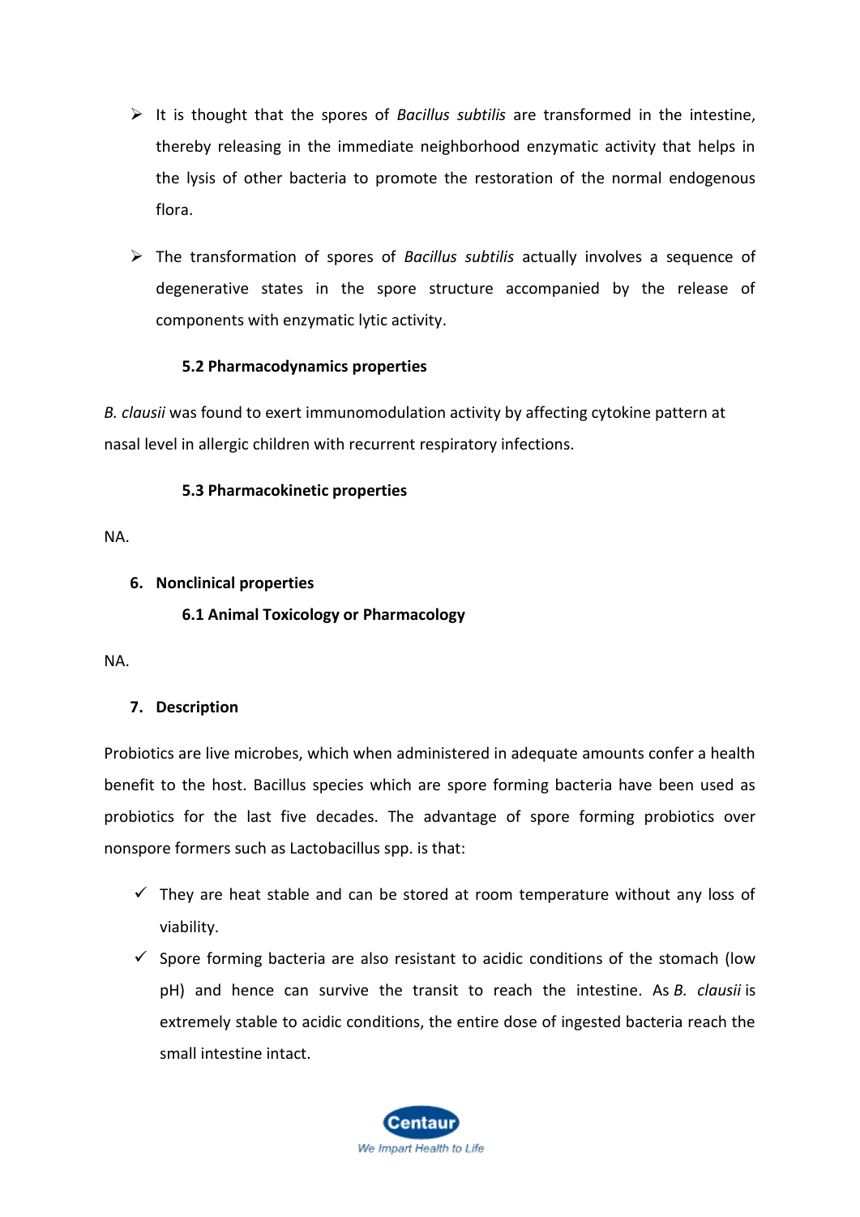- It is thought that the spores of *Bacillus subtilis* are transformed in the intestine, thereby releasing in the immediate neighborhood enzymatic activity that helps in the lysis of other bacteria to promote the restoration of the normal endogenous flora.
- The transformation of spores of *Bacillus subtilis* actually involves a sequence of degenerative states in the spore structure accompanied by the release of components with enzymatic lytic activity.

### 5.2 Pharmacodynamics properties

*B. clausii* was found to exert immunomodulation activity by affecting cytokine pattern at nasal level in allergic children with recurrent respiratory infections.

### 5.3 Pharmacokinetic properties

NA.

## 6. Nonclinical properties

### 6.1 Animal Toxicology or Pharmacology

NA.

## 7. Description

Probiotics are live microbes, which when administered in adequate amounts confer a health benefit to the host. Bacillus species which are spore forming bacteria have been used as probiotics for the last five decades. The advantage of spore forming probiotics over nonspore formers such as Lactobacillus spp. is that:

- ✓ They are heat stable and can be stored at room temperature without any loss of viability.
- ✓ Spore forming bacteria are also resistant to acidic conditions of the stomach (low pH) and hence can survive the transit to reach the intestine. As *B. clausii* is extremely stable to acidic conditions, the entire dose of ingested bacteria reach the small intestine intact.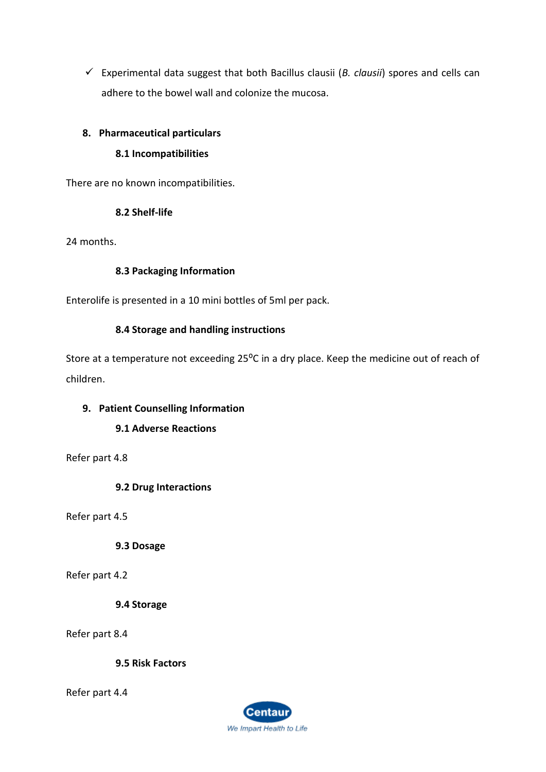- ✓ Experimental data suggest that both Bacillus clausii (*B. clausii*) spores and cells can adhere to the bowel wall and colonize the mucosa.

## 8. Pharmaceutical particulars

### 8.1 Incompatibilities

There are no known incompatibilities.

### 8.2 Shelf-life

24 months.

### 8.3 Packaging Information

Enterolife is presented in a 10 mini bottles of 5ml per pack.

### 8.4 Storage and handling instructions

Store at a temperature not exceeding 25$^{o}$C in a dry place. Keep the medicine out of reach of children.

## 9. Patient Counselling Information

### 9.1 Adverse Reactions

Refer part 4.8

### 9.2 Drug Interactions

Refer part 4.5

### 9.3 Dosage

Refer part 4.2

### 9.4 Storage

Refer part 8.4

### 9.5 Risk Factors

Refer part 4.4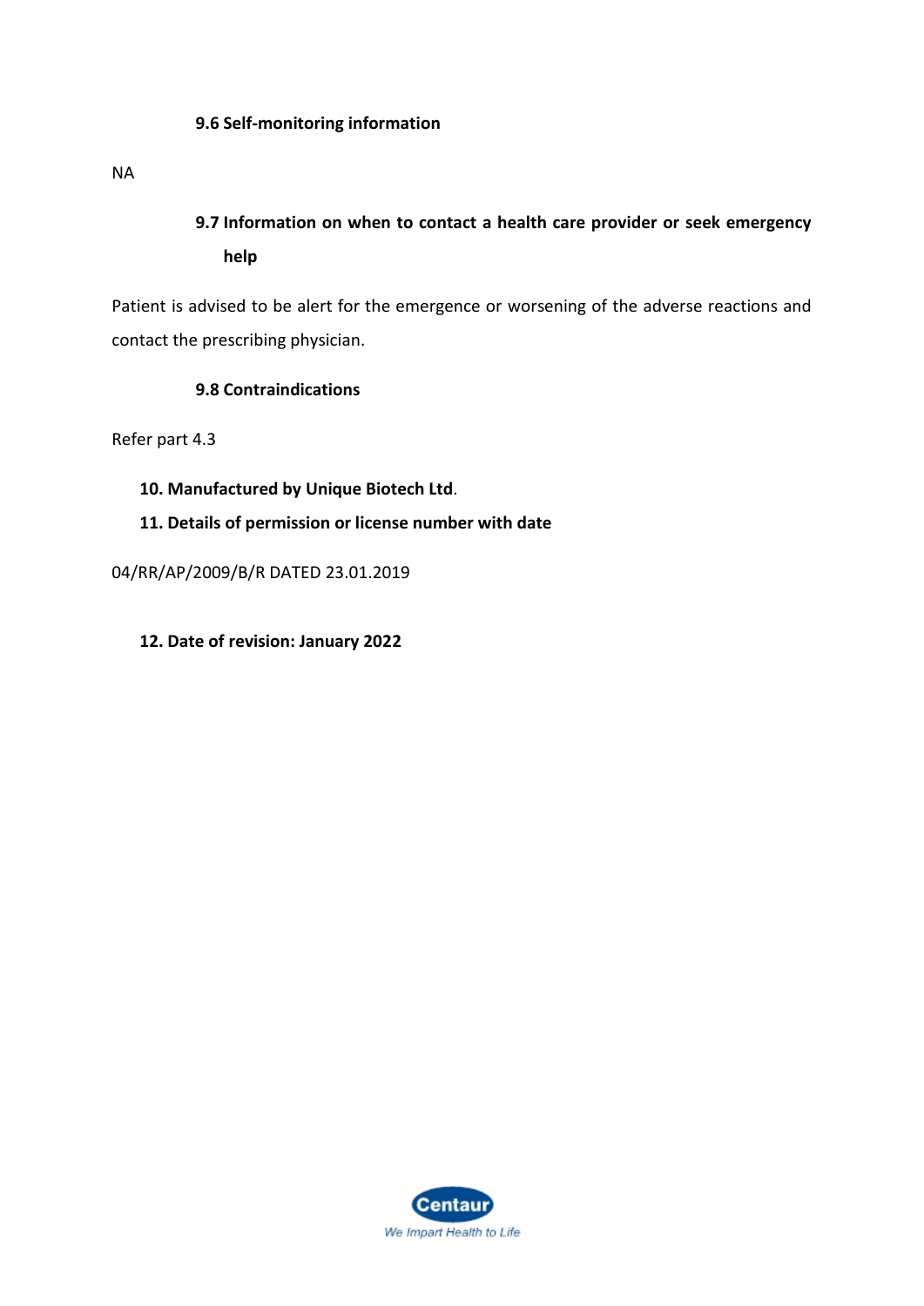### 9.6 Self-monitoring information

NA

### 9.7 Information on when to contact a health care provider or seek emergency help

Patient is advised to be alert for the emergence or worsening of the adverse reactions and contact the prescribing physician.

### 9.8 Contraindications

Refer part 4.3

## 10. Manufactured by Unique Biotech Ltd.

## 11. Details of permission or license number with date

04/RR/AP/2009/B/R DATED 23.01.2019

## 12. Date of revision: January 2022